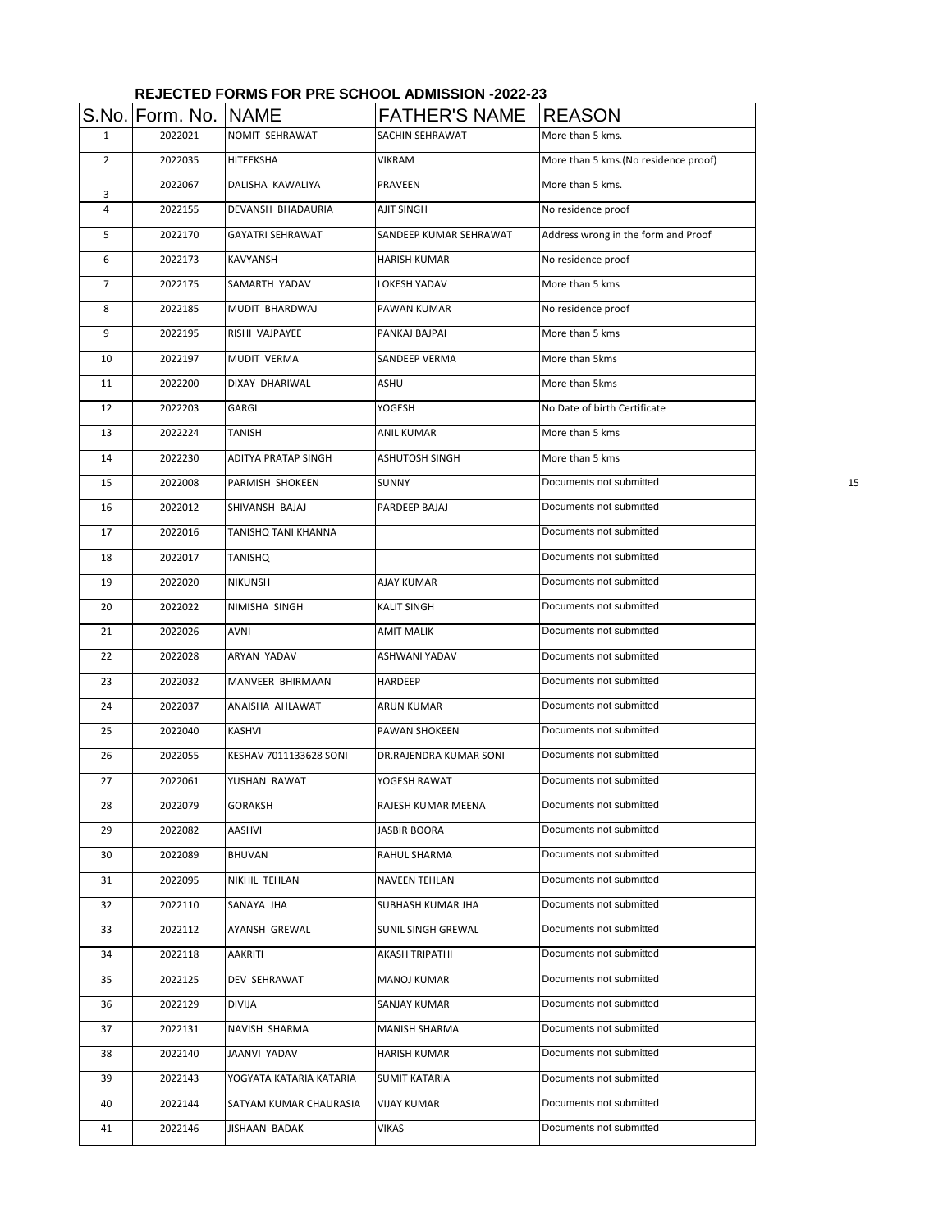## REJECTED FORMS FOR PRE SCHOOL ADMISSION -2022-23

| S.No. | Form. No. | NAME | FATHER'S NAME | REASON |
|---|---|---|---|---|
| 1 | 2022021 | NOMIT SEHRAWAT | SACHIN SEHRAWAT | More than 5 kms. |
| 2 | 2022035 | HITEEKSHA | VIKRAM | More than 5 kms.(No residence proof) |
| 3 | 2022067 | DALISHA KAWALIYA | PRAVEEN | More than 5 kms. |
| 4 | 2022155 | DEVANSH BHADAURIA | AJIT SINGH | No residence proof |
| 5 | 2022170 | GAYATRI SEHRAWAT | SANDEEP KUMAR SEHRAWAT | Address wrong in the form and Proof |
| 6 | 2022173 | KAVYANSH | HARISH KUMAR | No residence proof |
| 7 | 2022175 | SAMARTH YADAV | LOKESH YADAV | More than 5 kms |
| 8 | 2022185 | MUDIT BHARDWAJ | PAWAN KUMAR | No residence proof |
| 9 | 2022195 | RISHI VAJPAYEE | PANKAJ BAJPAI | More than 5 kms |
| 10 | 2022197 | MUDIT VERMA | SANDEEP VERMA | More than 5kms |
| 11 | 2022200 | DIXAY DHARIWAL | ASHU | More than 5kms |
| 12 | 2022203 | GARGI | YOGESH | No Date of birth Certificate |
| 13 | 2022224 | TANISH | ANIL KUMAR | More than 5 kms |
| 14 | 2022230 | ADITYA PRATAP SINGH | ASHUTOSH SINGH | More than 5 kms |
| 15 | 2022008 | PARMISH SHOKEEN | SUNNY | Documents not submitted |
| 16 | 2022012 | SHIVANSH BAJAJ | PARDEEP BAJAJ | Documents not submitted |
| 17 | 2022016 | TANISHQ TANI KHANNA | | Documents not submitted |
| 18 | 2022017 | TANISHQ | | Documents not submitted |
| 19 | 2022020 | NIKUNSH | AJAY KUMAR | Documents not submitted |
| 20 | 2022022 | NIMISHA SINGH | KALIT SINGH | Documents not submitted |
| 21 | 2022026 | AVNI | AMIT MALIK | Documents not submitted |
| 22 | 2022028 | ARYAN YADAV | ASHWANI YADAV | Documents not submitted |
| 23 | 2022032 | MANVEER BHIRMAAN | HARDEEP | Documents not submitted |
| 24 | 2022037 | ANAISHA AHLAWAT | ARUN KUMAR | Documents not submitted |
| 25 | 2022040 | KASHVI | PAWAN SHOKEEN | Documents not submitted |
| 26 | 2022055 | KESHAV 7011133628 SONI | DR.RAJENDRA KUMAR SONI | Documents not submitted |
| 27 | 2022061 | YUSHAN RAWAT | YOGESH RAWAT | Documents not submitted |
| 28 | 2022079 | GORAKSH | RAJESH KUMAR MEENA | Documents not submitted |
| 29 | 2022082 | AASHVI | JASBIR BOORA | Documents not submitted |
| 30 | 2022089 | BHUVAN | RAHUL SHARMA | Documents not submitted |
| 31 | 2022095 | NIKHIL TEHLAN | NAVEEN TEHLAN | Documents not submitted |
| 32 | 2022110 | SANAYA JHA | SUBHASH KUMAR JHA | Documents not submitted |
| 33 | 2022112 | AYANSH GREWAL | SUNIL SINGH GREWAL | Documents not submitted |
| 34 | 2022118 | AAKRITI | AKASH TRIPATHI | Documents not submitted |
| 35 | 2022125 | DEV SEHRAWAT | MANOJ KUMAR | Documents not submitted |
| 36 | 2022129 | DIVIJA | SANJAY KUMAR | Documents not submitted |
| 37 | 2022131 | NAVISH SHARMA | MANISH SHARMA | Documents not submitted |
| 38 | 2022140 | JAANVI YADAV | HARISH KUMAR | Documents not submitted |
| 39 | 2022143 | YOGYATA KATARIA KATARIA | SUMIT KATARIA | Documents not submitted |
| 40 | 2022144 | SATYAM KUMAR CHAURASIA | VIJAY KUMAR | Documents not submitted |
| 41 | 2022146 | JISHAAN BADAK | VIKAS | Documents not submitted |

15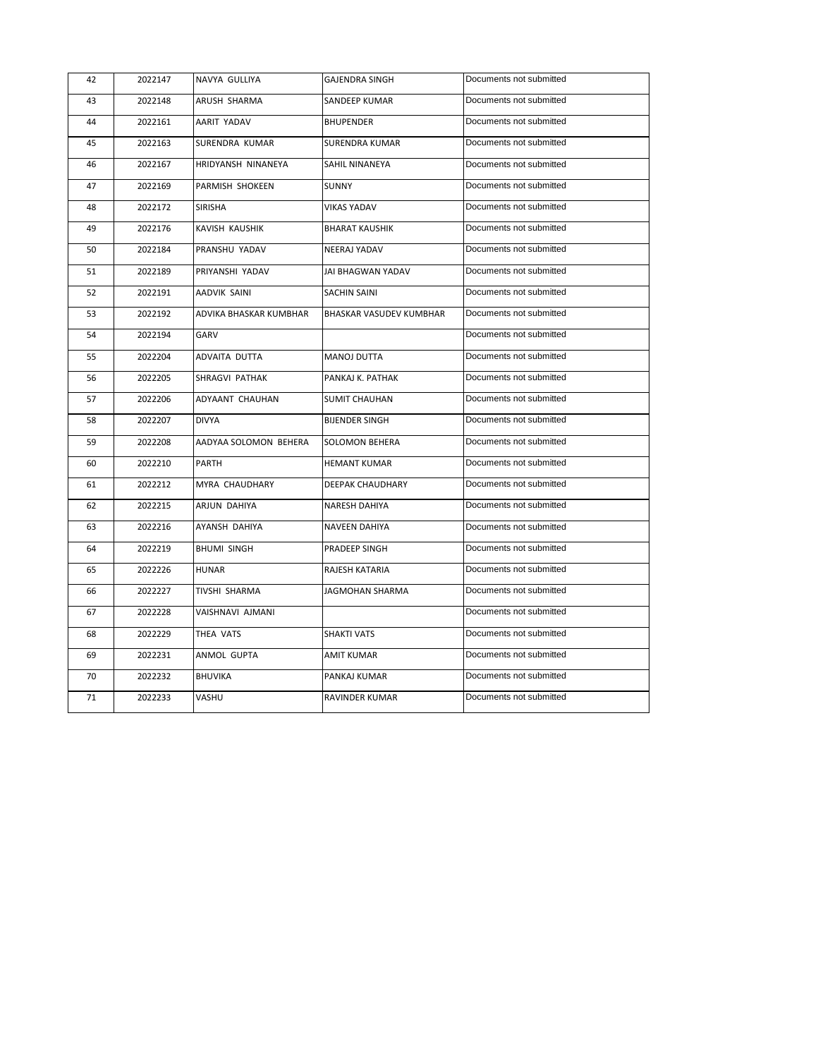| | | | | |
|---|---|---|---|---|
| 42 | 2022147 | NAVYA GULLIYA | GAJENDRA SINGH | Documents not submitted |
| 43 | 2022148 | ARUSH SHARMA | SANDEEP KUMAR | Documents not submitted |
| 44 | 2022161 | AARIT YADAV | BHUPENDER | Documents not submitted |
| 45 | 2022163 | SURENDRA KUMAR | SURENDRA KUMAR | Documents not submitted |
| 46 | 2022167 | HRIDYANSH NINANEYA | SAHIL NINANEYA | Documents not submitted |
| 47 | 2022169 | PARMISH SHOKEEN | SUNNY | Documents not submitted |
| 48 | 2022172 | SIRISHA | VIKAS YADAV | Documents not submitted |
| 49 | 2022176 | KAVISH KAUSHIK | BHARAT KAUSHIK | Documents not submitted |
| 50 | 2022184 | PRANSHU YADAV | NEERAJ YADAV | Documents not submitted |
| 51 | 2022189 | PRIYANSHI YADAV | JAI BHAGWAN YADAV | Documents not submitted |
| 52 | 2022191 | AADVIK SAINI | SACHIN SAINI | Documents not submitted |
| 53 | 2022192 | ADVIKA BHASKAR KUMBHAR | BHASKAR VASUDEV KUMBHAR | Documents not submitted |
| 54 | 2022194 | GARV | | Documents not submitted |
| 55 | 2022204 | ADVAITA DUTTA | MANOJ DUTTA | Documents not submitted |
| 56 | 2022205 | SHRAGVI PATHAK | PANKAJ K. PATHAK | Documents not submitted |
| 57 | 2022206 | ADYAANT CHAUHAN | SUMIT CHAUHAN | Documents not submitted |
| 58 | 2022207 | DIVYA | BIJENDER SINGH | Documents not submitted |
| 59 | 2022208 | AADYAA SOLOMON BEHERA | SOLOMON BEHERA | Documents not submitted |
| 60 | 2022210 | PARTH | HEMANT KUMAR | Documents not submitted |
| 61 | 2022212 | MYRA CHAUDHARY | DEEPAK CHAUDHARY | Documents not submitted |
| 62 | 2022215 | ARJUN DAHIYA | NARESH DAHIYA | Documents not submitted |
| 63 | 2022216 | AYANSH DAHIYA | NAVEEN DAHIYA | Documents not submitted |
| 64 | 2022219 | BHUMI SINGH | PRADEEP SINGH | Documents not submitted |
| 65 | 2022226 | HUNAR | RAJESH KATARIA | Documents not submitted |
| 66 | 2022227 | TIVSHI SHARMA | JAGMOHAN SHARMA | Documents not submitted |
| 67 | 2022228 | VAISHNAVI AJMANI | | Documents not submitted |
| 68 | 2022229 | THEA VATS | SHAKTI VATS | Documents not submitted |
| 69 | 2022231 | ANMOL GUPTA | AMIT KUMAR | Documents not submitted |
| 70 | 2022232 | BHUVIKA | PANKAJ KUMAR | Documents not submitted |
| 71 | 2022233 | VASHU | RAVINDER KUMAR | Documents not submitted |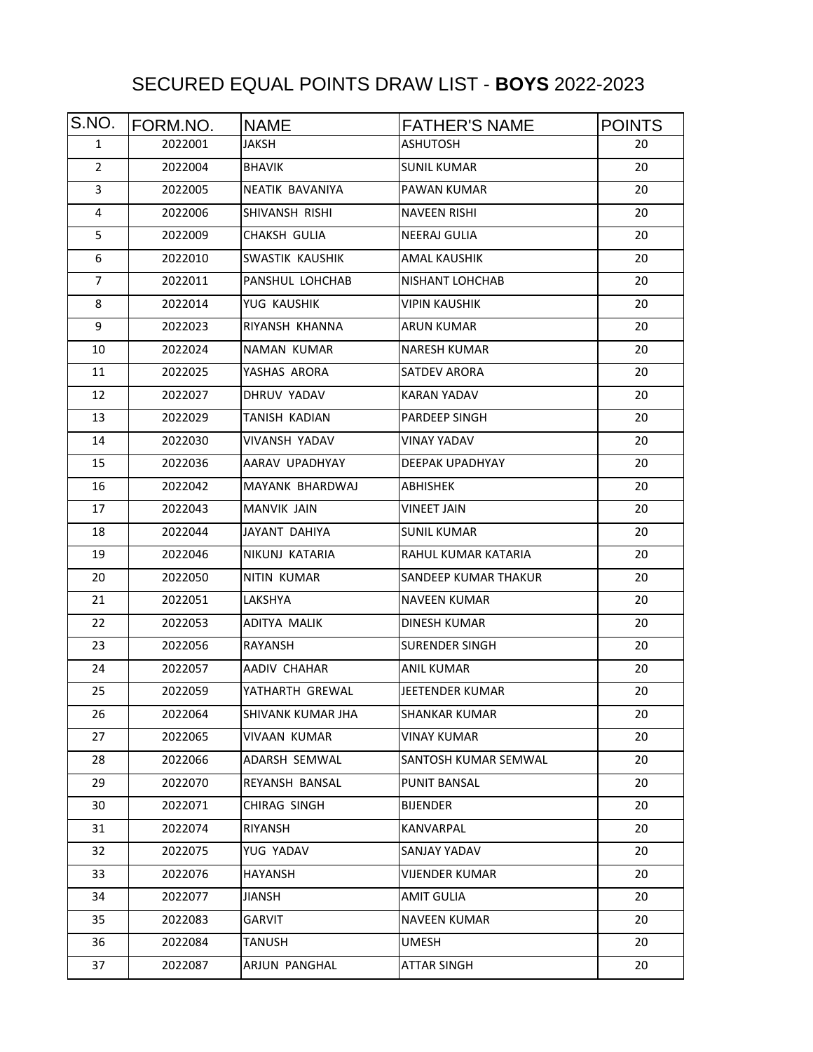# SECURED EQUAL POINTS DRAW LIST - **BOYS** 2022-2023

| S.NO. | FORM.NO. | NAME | FATHER'S NAME | POINTS |
|---|---|---|---|---|
| 1 | 2022001 | JAKSH | ASHUTOSH | 20 |
| 2 | 2022004 | BHAVIK | SUNIL KUMAR | 20 |
| 3 | 2022005 | NEATIK BAVANIYA | PAWAN KUMAR | 20 |
| 4 | 2022006 | SHIVANSH RISHI | NAVEEN RISHI | 20 |
| 5 | 2022009 | CHAKSH GULIA | NEERAJ GULIA | 20 |
| 6 | 2022010 | SWASTIK KAUSHIK | AMAL KAUSHIK | 20 |
| 7 | 2022011 | PANSHUL LOHCHAB | NISHANT LOHCHAB | 20 |
| 8 | 2022014 | YUG KAUSHIK | VIPIN KAUSHIK | 20 |
| 9 | 2022023 | RIYANSH KHANNA | ARUN KUMAR | 20 |
| 10 | 2022024 | NAMAN KUMAR | NARESH KUMAR | 20 |
| 11 | 2022025 | YASHAS ARORA | SATDEV ARORA | 20 |
| 12 | 2022027 | DHRUV YADAV | KARAN YADAV | 20 |
| 13 | 2022029 | TANISH KADIAN | PARDEEP SINGH | 20 |
| 14 | 2022030 | VIVANSH YADAV | VINAY YADAV | 20 |
| 15 | 2022036 | AARAV UPADHYAY | DEEPAK UPADHYAY | 20 |
| 16 | 2022042 | MAYANK BHARDWAJ | ABHISHEK | 20 |
| 17 | 2022043 | MANVIK JAIN | VINEET JAIN | 20 |
| 18 | 2022044 | JAYANT DAHIYA | SUNIL KUMAR | 20 |
| 19 | 2022046 | NIKUNJ KATARIA | RAHUL KUMAR KATARIA | 20 |
| 20 | 2022050 | NITIN KUMAR | SANDEEP KUMAR THAKUR | 20 |
| 21 | 2022051 | LAKSHYA | NAVEEN KUMAR | 20 |
| 22 | 2022053 | ADITYA MALIK | DINESH KUMAR | 20 |
| 23 | 2022056 | RAYANSH | SURENDER SINGH | 20 |
| 24 | 2022057 | AADIV CHAHAR | ANIL KUMAR | 20 |
| 25 | 2022059 | YATHARTH GREWAL | JEETENDER KUMAR | 20 |
| 26 | 2022064 | SHIVANK KUMAR JHA | SHANKAR KUMAR | 20 |
| 27 | 2022065 | VIVAAN KUMAR | VINAY KUMAR | 20 |
| 28 | 2022066 | ADARSH SEMWAL | SANTOSH KUMAR SEMWAL | 20 |
| 29 | 2022070 | REYANSH BANSAL | PUNIT BANSAL | 20 |
| 30 | 2022071 | CHIRAG SINGH | BIJENDER | 20 |
| 31 | 2022074 | RIYANSH | KANVARPAL | 20 |
| 32 | 2022075 | YUG YADAV | SANJAY YADAV | 20 |
| 33 | 2022076 | HAYANSH | VIJENDER KUMAR | 20 |
| 34 | 2022077 | JIANSH | AMIT GULIA | 20 |
| 35 | 2022083 | GARVIT | NAVEEN KUMAR | 20 |
| 36 | 2022084 | TANUSH | UMESH | 20 |
| 37 | 2022087 | ARJUN PANGHAL | ATTAR SINGH | 20 |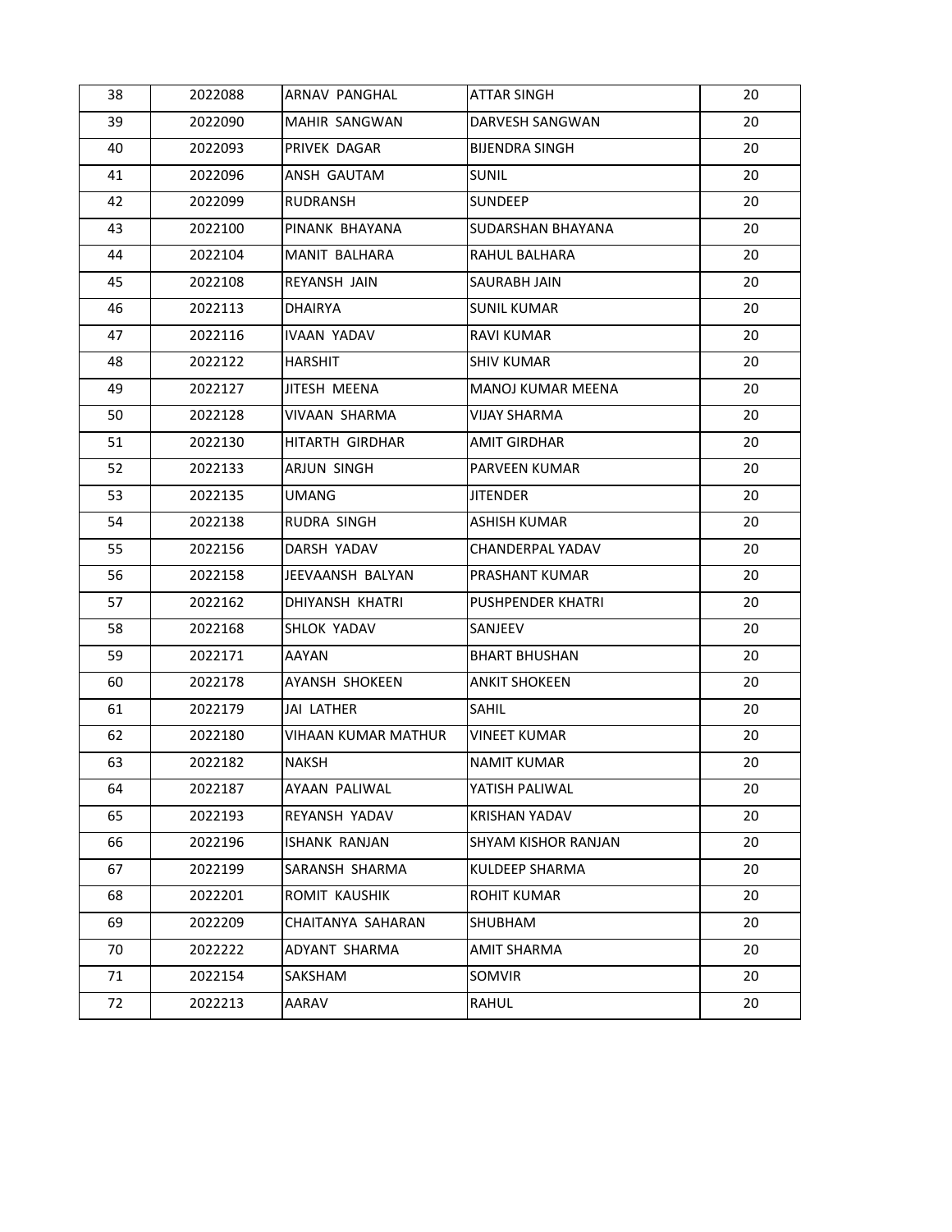| | | | | |
|---|---|---|---|---|
| 38 | 2022088 | ARNAV PANGHAL | ATTAR SINGH | 20 |
| 39 | 2022090 | MAHIR SANGWAN | DARVESH SANGWAN | 20 |
| 40 | 2022093 | PRIVEK DAGAR | BIJENDRA SINGH | 20 |
| 41 | 2022096 | ANSH GAUTAM | SUNIL | 20 |
| 42 | 2022099 | RUDRANSH | SUNDEEP | 20 |
| 43 | 2022100 | PINANK BHAYANA | SUDARSHAN BHAYANA | 20 |
| 44 | 2022104 | MANIT BALHARA | RAHUL BALHARA | 20 |
| 45 | 2022108 | REYANSH JAIN | SAURABH JAIN | 20 |
| 46 | 2022113 | DHAIRYA | SUNIL KUMAR | 20 |
| 47 | 2022116 | IVAAN YADAV | RAVI KUMAR | 20 |
| 48 | 2022122 | HARSHIT | SHIV KUMAR | 20 |
| 49 | 2022127 | JITESH MEENA | MANOJ KUMAR MEENA | 20 |
| 50 | 2022128 | VIVAAN SHARMA | VIJAY SHARMA | 20 |
| 51 | 2022130 | HITARTH GIRDHAR | AMIT GIRDHAR | 20 |
| 52 | 2022133 | ARJUN SINGH | PARVEEN KUMAR | 20 |
| 53 | 2022135 | UMANG | JITENDER | 20 |
| 54 | 2022138 | RUDRA SINGH | ASHISH KUMAR | 20 |
| 55 | 2022156 | DARSH YADAV | CHANDERPAL YADAV | 20 |
| 56 | 2022158 | JEEVAANSH BALYAN | PRASHANT KUMAR | 20 |
| 57 | 2022162 | DHIYANSH KHATRI | PUSHPENDER KHATRI | 20 |
| 58 | 2022168 | SHLOK YADAV | SANJEEV | 20 |
| 59 | 2022171 | AAYAN | BHART BHUSHAN | 20 |
| 60 | 2022178 | AYANSH SHOKEEN | ANKIT SHOKEEN | 20 |
| 61 | 2022179 | JAI LATHER | SAHIL | 20 |
| 62 | 2022180 | VIHAAN KUMAR MATHUR | VINEET KUMAR | 20 |
| 63 | 2022182 | NAKSH | NAMIT KUMAR | 20 |
| 64 | 2022187 | AYAAN PALIWAL | YATISH PALIWAL | 20 |
| 65 | 2022193 | REYANSH YADAV | KRISHAN YADAV | 20 |
| 66 | 2022196 | ISHANK RANJAN | SHYAM KISHOR RANJAN | 20 |
| 67 | 2022199 | SARANSH SHARMA | KULDEEP SHARMA | 20 |
| 68 | 2022201 | ROMIT KAUSHIK | ROHIT KUMAR | 20 |
| 69 | 2022209 | CHAITANYA SAHARAN | SHUBHAM | 20 |
| 70 | 2022222 | ADYANT SHARMA | AMIT SHARMA | 20 |
| 71 | 2022154 | SAKSHAM | SOMVIR | 20 |
| 72 | 2022213 | AARAV | RAHUL | 20 |